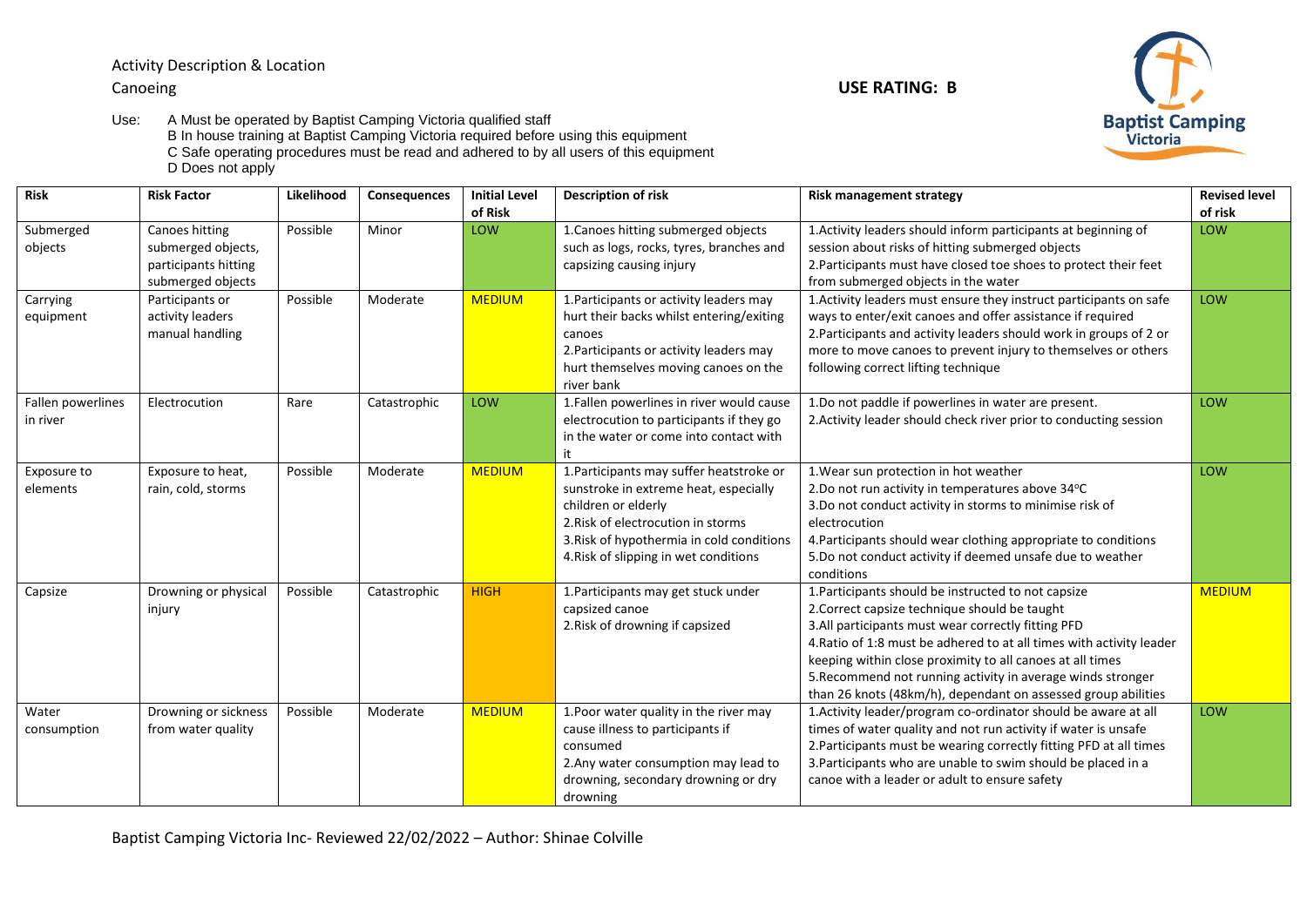Activity Description & Location

Canoeing

**USE RATING: B**

Use:
A Must be operated by Baptist Camping Victoria qualified staff
B In house training at Baptist Camping Victoria required before using this equipment
C Safe operating procedures must be read and adhered to by all users of this equipment
D Does not apply

| Risk | Risk Factor | Likelihood | Consequences | Initial Level of Risk | Description of risk | Risk management strategy | Revised level of risk |
|---|---|---|---|---|---|---|---|
| Submerged objects | Canoes hitting submerged objects, participants hitting submerged objects | Possible | Minor | LOW | 1.Canoes hitting submerged objects such as logs, rocks, tyres, branches and capsizing causing injury | 1.Activity leaders should inform participants at beginning of session about risks of hitting submerged objects<br>2.Participants must have closed toe shoes to protect their feet from submerged objects in the water | LOW |
| Carrying equipment | Participants or activity leaders manual handling | Possible | Moderate | MEDIUM | 1.Participants or activity leaders may hurt their backs whilst entering/exiting canoes<br>2.Participants or activity leaders may hurt themselves moving canoes on the river bank | 1.Activity leaders must ensure they instruct participants on safe ways to enter/exit canoes and offer assistance if required<br>2.Participants and activity leaders should work in groups of 2 or more to move canoes to prevent injury to themselves or others following correct lifting technique | LOW |
| Fallen powerlines in river | Electrocution | Rare | Catastrophic | LOW | 1.Fallen powerlines in river would cause electrocution to participants if they go in the water or come into contact with it | 1.Do not paddle if powerlines in water are present.<br>2.Activity leader should check river prior to conducting session | LOW |
| Exposure to elements | Exposure to heat, rain, cold, storms | Possible | Moderate | MEDIUM | 1.Participants may suffer heatstroke or sunstroke in extreme heat, especially children or elderly<br>2.Risk of electrocution in storms<br>3.Risk of hypothermia in cold conditions<br>4.Risk of slipping in wet conditions | 1.Wear sun protection in hot weather<br>2.Do not run activity in temperatures above 34ºC<br>3.Do not conduct activity in storms to minimise risk of electrocution<br>4.Participants should wear clothing appropriate to conditions<br>5.Do not conduct activity if deemed unsafe due to weather conditions | LOW |
| Capsize | Drowning or physical injury | Possible | Catastrophic | HIGH | 1.Participants may get stuck under capsized canoe<br>2.Risk of drowning if capsized | 1.Participants should be instructed to not capsize<br>2.Correct capsize technique should be taught<br>3.All participants must wear correctly fitting PFD<br>4.Ratio of 1:8 must be adhered to at all times with activity leader keeping within close proximity to all canoes at all times<br>5.Recommend not running activity in average winds stronger than 26 knots (48km/h), dependant on assessed group abilities | MEDIUM |
| Water consumption | Drowning or sickness from water quality | Possible | Moderate | MEDIUM | 1.Poor water quality in the river may cause illness to participants if consumed<br>2.Any water consumption may lead to drowning, secondary drowning or dry drowning | 1.Activity leader/program co-ordinator should be aware at all times of water quality and not run activity if water is unsafe<br>2.Participants must be wearing correctly fitting PFD at all times<br>3.Participants who are unable to swim should be placed in a canoe with a leader or adult to ensure safety | LOW |

Baptist Camping Victoria Inc- Reviewed 22/02/2022 – Author: Shinae Colville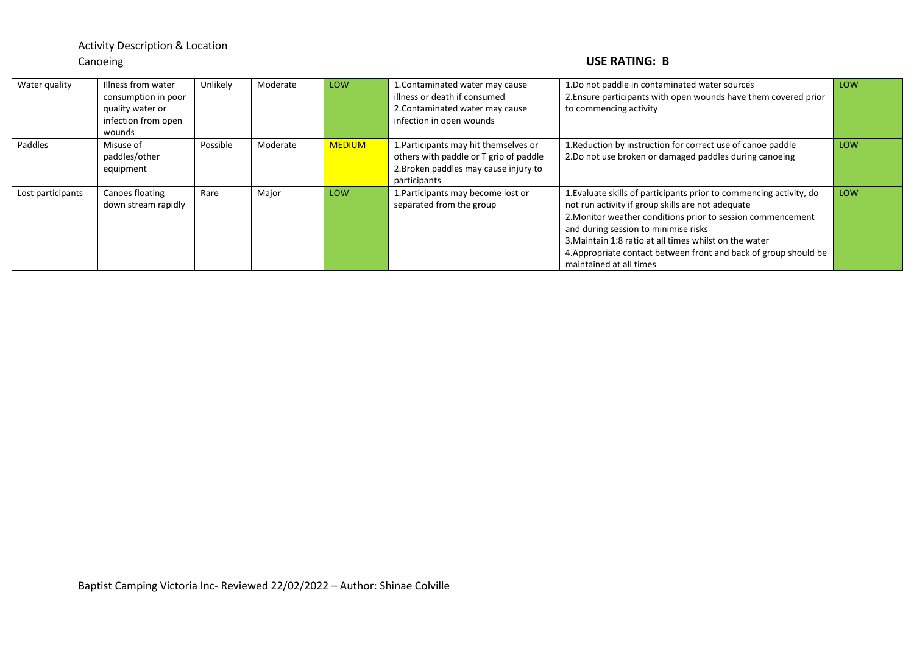Activity Description & Location

Canoeing

**USE RATING: B**

| | | | | | | | |
|---|---|---|---|---|---|---|---|
| Water quality | Illness from water consumption in poor quality water or infection from open wounds | Unlikely | Moderate | LOW | 1.Contaminated water may cause illness or death if consumed<br>2.Contaminated water may cause infection in open wounds | 1.Do not paddle in contaminated water sources<br>2.Ensure participants with open wounds have them covered prior to commencing activity | LOW |
| Paddles | Misuse of paddles/other equipment | Possible | Moderate | MEDIUM | 1.Participants may hit themselves or others with paddle or T grip of paddle<br>2.Broken paddles may cause injury to participants | 1.Reduction by instruction for correct use of canoe paddle<br>2.Do not use broken or damaged paddles during canoeing | LOW |
| Lost participants | Canoes floating down stream rapidly | Rare | Major | LOW | 1.Participants may become lost or separated from the group | 1.Evaluate skills of participants prior to commencing activity, do not run activity if group skills are not adequate<br>2.Monitor weather conditions prior to session commencement and during session to minimise risks<br>3.Maintain 1:8 ratio at all times whilst on the water<br>4.Appropriate contact between front and back of group should be maintained at all times | LOW |

Baptist Camping Victoria Inc- Reviewed 22/02/2022 – Author: Shinae Colville